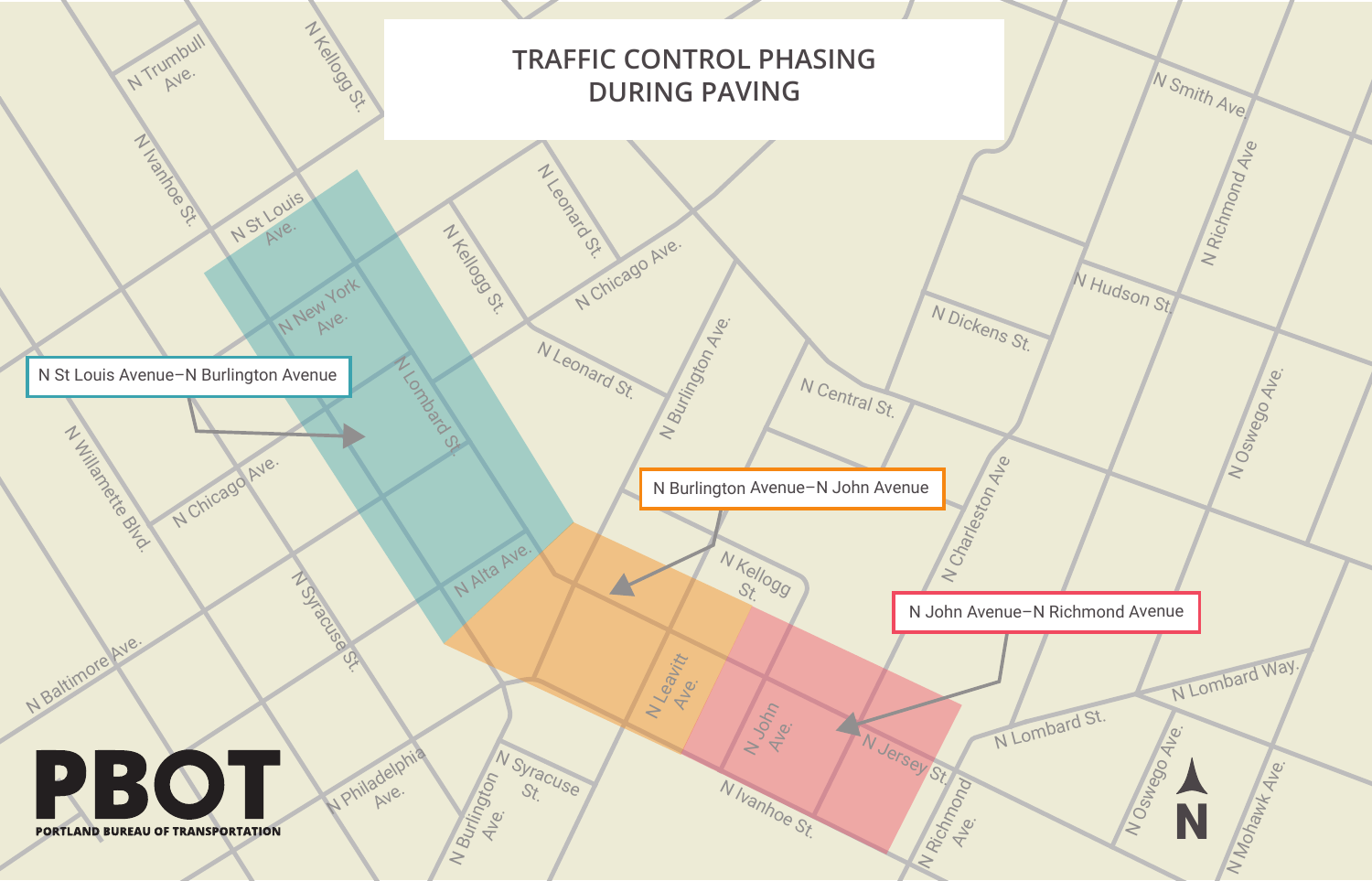# TRAFFIC CONTROL PHASING DURING PAVING

N St Louis Avenue–N Burlington Avenue

N Burlington Avenue–N John Avenue

N John Avenue–N Richmond Avenue

N Trumbull Ave.
N Kellogg St.
N Ivanhoe St.
N St Louis Ave.
N New York Ave.
N Leonard St.
N Kellogg St.
N Chicago Ave.
N Leonard St.
N Lombard St.
N Burlington Ave.
N Central St.
N Dickens St.
N Hudson St.
N Smith Ave.
N Richmond Ave
N Oswego Ave.
N Charleston Ave
N Willamette Blvd.
N Chicago Ave.
N Syracuse St.
N Alta Ave.
N Kellogg St.
N Leavitt Ave.
N John Ave.
N Jersey St.
N Lombard Way.
N Lombard St.
N Baltimore Ave.
N Philadelphia Ave.
N Syracuse St.
N Burlington Ave.
N Ivanhoe St.
N Richmond Ave.
N Oswego Ave.
N Mohawk Ave.

N

PBOT
PORTLAND BUREAU OF TRANSPORTATION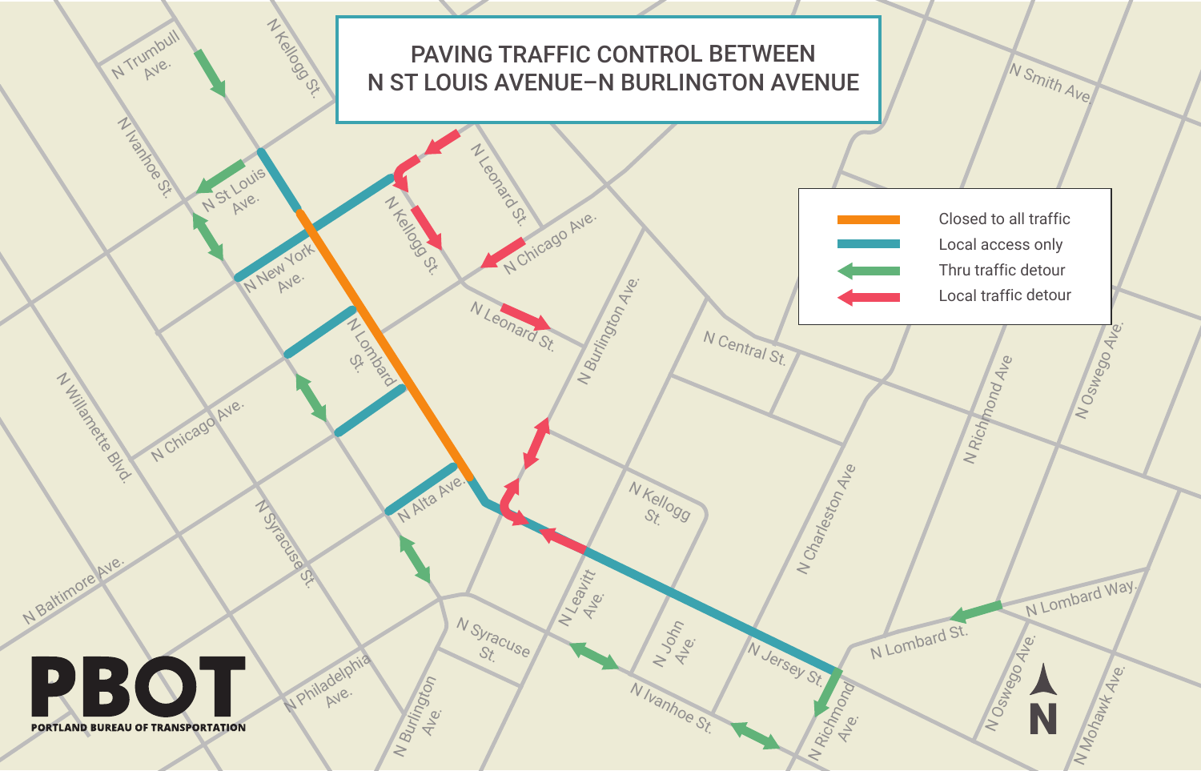# PAVING TRAFFIC CONTROL BETWEEN N ST LOUIS AVENUE–N BURLINGTON AVENUE

- Closed to all traffic
- Local access only
- Thru traffic detour
- Local traffic detour

PBOT
PORTLAND BUREAU OF TRANSPORTATION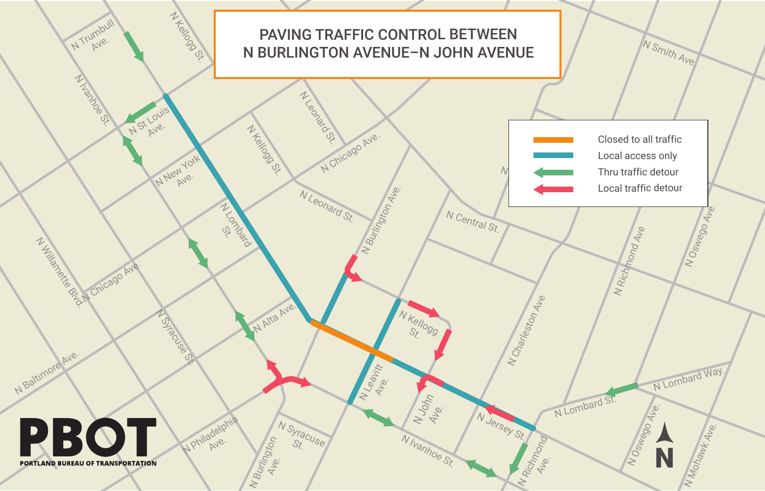# PAVING TRAFFIC CONTROL BETWEEN N BURLINGTON AVENUE–N JOHN AVENUE

| Legend | |
|---|---|
| Orange line | Closed to all traffic |
| Blue line | Local access only |
| Green arrow | Thru traffic detour |
| Red arrow | Local traffic detour |

N Trumbull Ave. · N Kellogg St. · N Ivanhoe St. · N St Louis Ave. · N New York Ave. · N Leonard St. · N Kellogg St. · N Chicago Ave. · N Smith Ave. · N Lombard St. · N Leonard St. · N Burlington Ave. · N Central St. · N Willamette Blvd. · N Chicago Ave. · N Syracuse St. · N Alta Ave. · N Kellogg St. · N Charleston Ave · N Richmond Ave · N Oswego Ave. · N Baltimore Ave. · N Leavitt Ave. · N John Ave. · N Jersey St. · N Lombard St. · N Lombard Way. · N Philadelphia Ave. · N Syracuse St. · N Ivanhoe St. · N Burlington Ave. · N Richmond Ave. · N Oswego Ave. · N Mohawk Ave.

N

**PBOT**
PORTLAND BUREAU OF TRANSPORTATION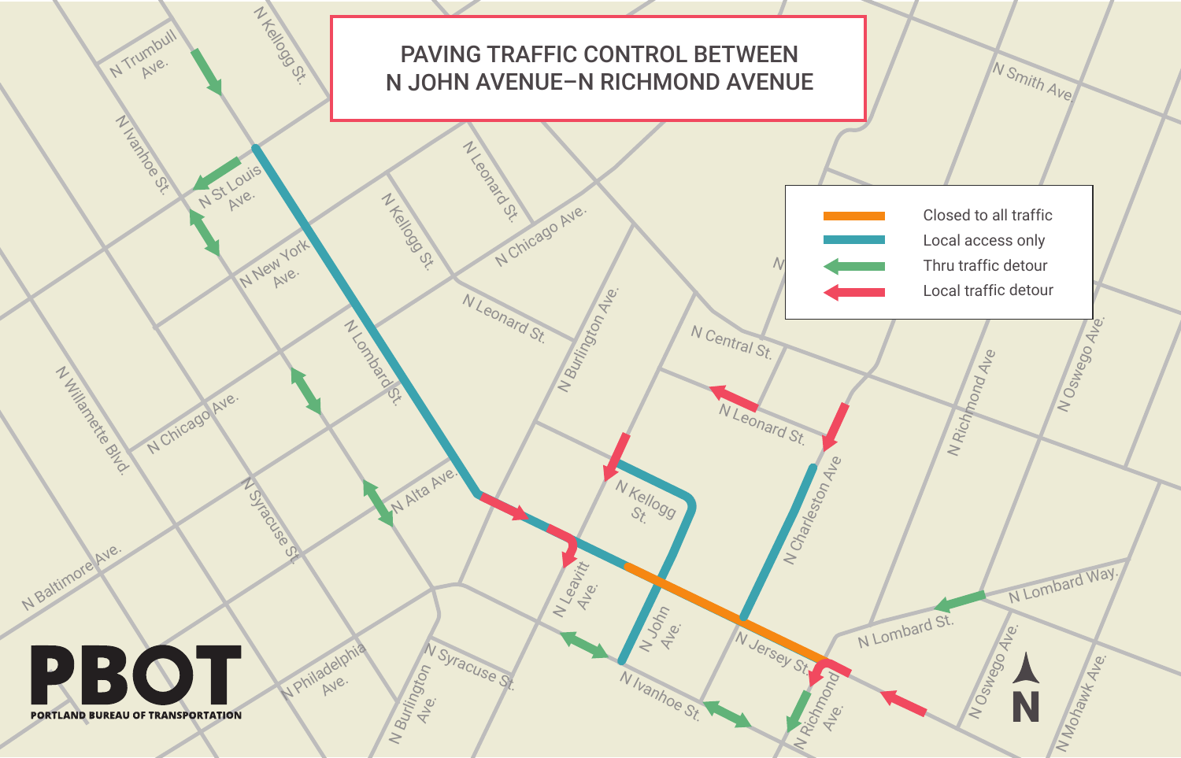# PAVING TRAFFIC CONTROL BETWEEN N JOHN AVENUE–N RICHMOND AVENUE

- Closed to all traffic
- Local access only
- Thru traffic detour
- Local traffic detour

N Trumbull Ave.
N Kellogg St.
N Ivanhoe St.
N St Louis Ave.
N New York Ave.
N Kellogg St.
N Leonard St.
N Chicago Ave.
N Leonard St.
N Lombard St.
N Willamette Blvd.
N Chicago Ave.
N Syracuse St.
N Alta Ave.
N Burlington Ave.
N Central St.
N Leonard St.
N Kellogg St.
N Leavitt Ave.
N John Ave.
N Charleston Ave
N Jersey St.
N Richmond Ave.
N Richmond Ave
N Smith Ave.
N Oswego Ave.
N Lombard St.
N Lombard Way.
N Oswego Ave.
N Mohawk Ave.
N Baltimore Ave.
N Philadelphia Ave.
N Syracuse St.
N Burlington Ave.
N Ivanhoe St.

N

PBOT
PORTLAND BUREAU OF TRANSPORTATION